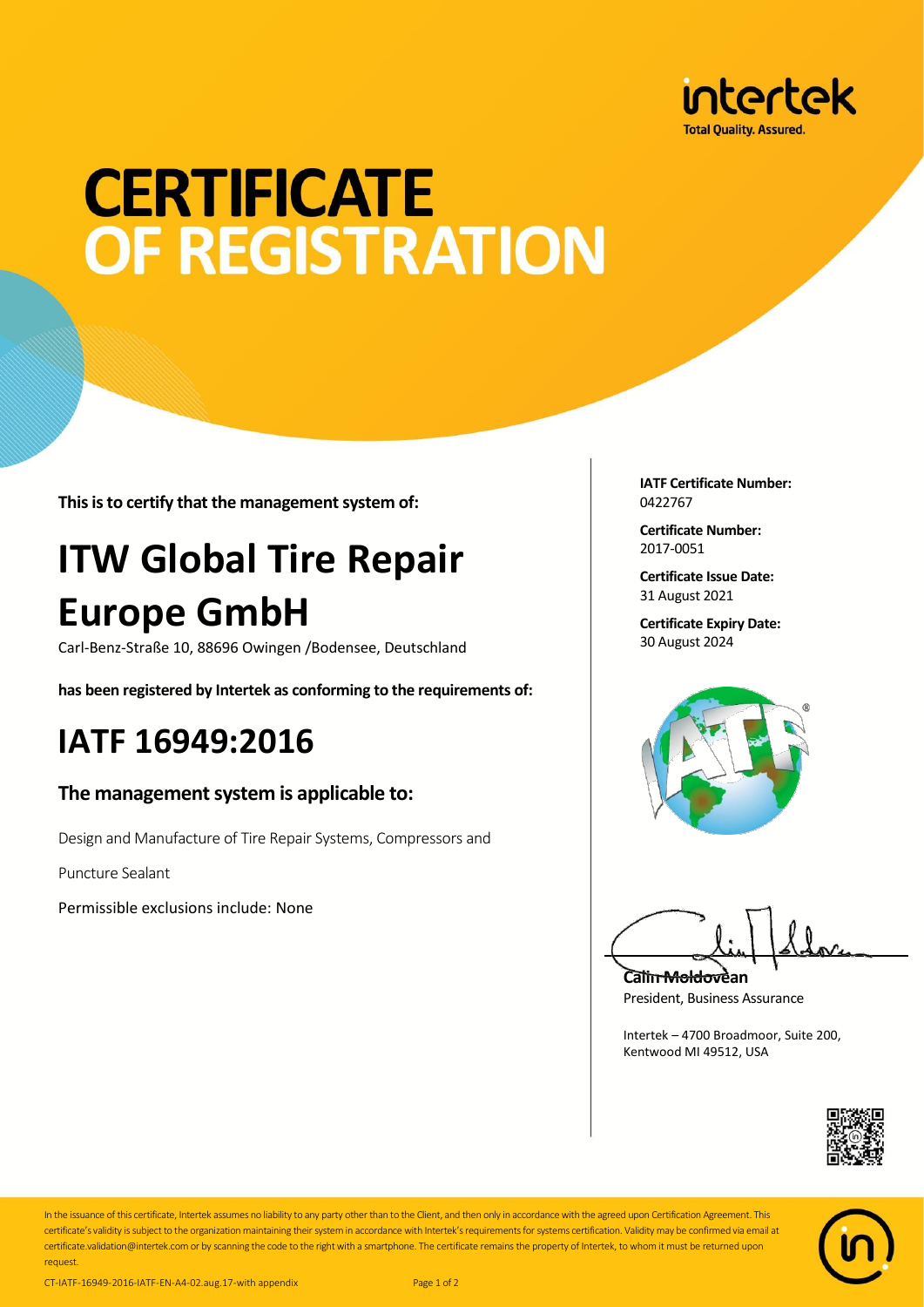intertek
Total Quality. Assured.

# CERTIFICATE OF REGISTRATION

**This is to certify that the management system of:**

# ITW Global Tire Repair Europe GmbH

Carl-Benz-Straße 10, 88696 Owingen /Bodensee, Deutschland

**has been registered by Intertek as conforming to the requirements of:**

# IATF 16949:2016

### The management system is applicable to:

Design and Manufacture of Tire Repair Systems, Compressors and Puncture Sealant

Permissible exclusions include: None

**IATF Certificate Number:**
0422767

**Certificate Number:**
2017-0051

**Certificate Issue Date:**
31 August 2021

**Certificate Expiry Date:**
30 August 2024

**Calin Moldovean**
President, Business Assurance

Intertek – 4700 Broadmoor, Suite 200, Kentwood MI 49512, USA

In the issuance of this certificate, Intertek assumes no liability to any party other than to the Client, and then only in accordance with the agreed upon Certification Agreement. This certificate's validity is subject to the organization maintaining their system in accordance with Intertek's requirements for systems certification. Validity may be confirmed via email at certificate.validation@intertek.com or by scanning the code to the right with a smartphone. The certificate remains the property of Intertek, to whom it must be returned upon request.

CT-IATF-16949-2016-IATF-EN-A4-02.aug.17-with appendix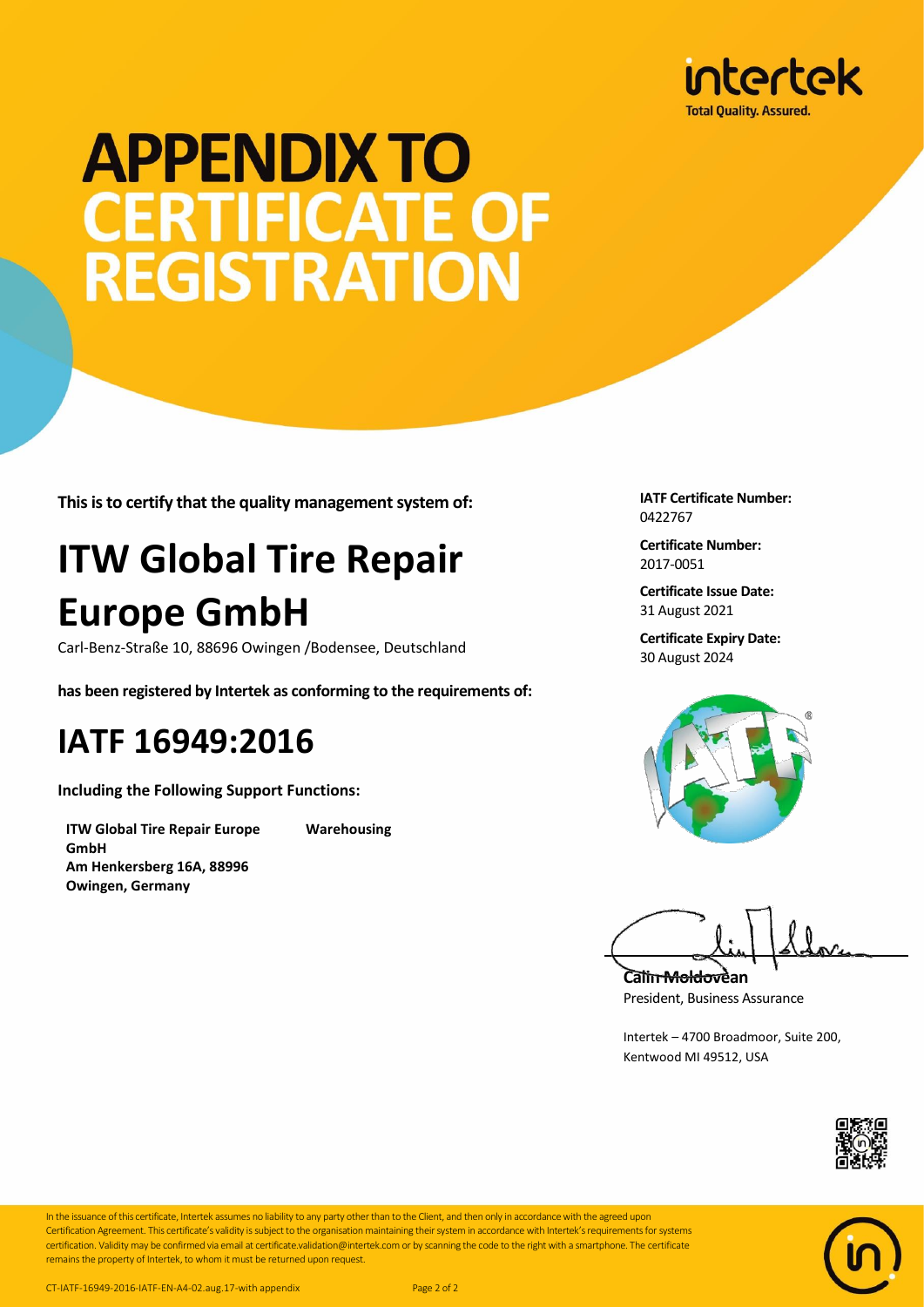intertek
Total Quality. Assured.

# APPENDIX TO CERTIFICATE OF REGISTRATION

**This is to certify that the quality management system of:**

# ITW Global Tire Repair Europe GmbH

Carl-Benz-Straße 10, 88696 Owingen /Bodensee, Deutschland

**has been registered by Intertek as conforming to the requirements of:**

# IATF 16949:2016

**Including the Following Support Functions:**

| | |
|---|---|
| **ITW Global Tire Repair Europe GmbH Am Henkersberg 16A, 88996 Owingen, Germany** | **Warehousing** |

**IATF Certificate Number:**
0422767

**Certificate Number:**
2017-0051

**Certificate Issue Date:**
31 August 2021

**Certificate Expiry Date:**
30 August 2024

**Calin Moldovean**
President, Business Assurance

Intertek – 4700 Broadmoor, Suite 200,
Kentwood MI 49512, USA

In the issuance of this certificate, Intertek assumes no liability to any party other than to the Client, and then only in accordance with the agreed upon Certification Agreement. This certificate's validity is subject to the organisation maintaining their system in accordance with Intertek's requirements for systems certification. Validity may be confirmed via email at certificate.validation@intertek.com or by scanning the code to the right with a smartphone. The certificate remains the property of Intertek, to whom it must be returned upon request.

CT-IATF-16949-2016-IATF-EN-A4-02.aug.17-with appendix